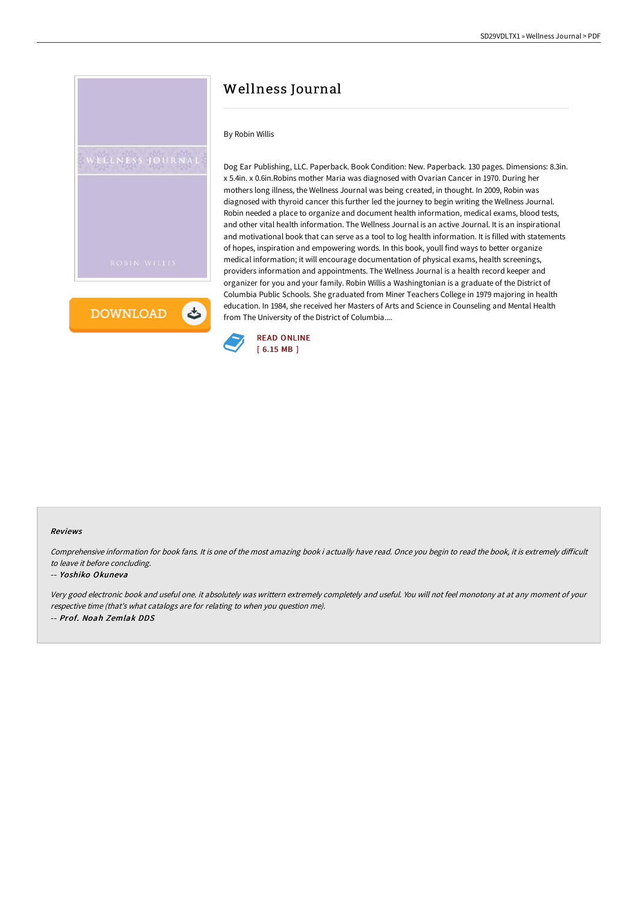# Wellness Journal

By Robin Willis

Dog Ear Publishing, LLC. Paperback. Book Condition: New. Paperback. 130 pages. Dimensions: 8.3in. x 5.4in. x 0.6in.Robins mother Maria was diagnosed with Ovarian Cancer in 1970. During her mothers long illness, the Wellness Journal was being created, in thought. In 2009, Robin was diagnosed with thyroid cancer this further led the journey to begin writing the Wellness Journal. Robin needed a place to organize and document health information, medical exams, blood tests, and other vital health information. The Wellness Journal is an active Journal. It is an inspirational and motivational book that can serve as a tool to log health information. It is filled with statements of hopes, inspiration and empowering words. In this book, youll find ways to better organize medical information; it will encourage documentation of physical exams, health screenings, providers information and appointments. The Wellness Journal is a health record keeper and organizer for you and your family. Robin Willis a Washingtonian is a graduate of the District of Columbia Public Schools. She graduated from Miner Teachers College in 1979 majoring in health education. In 1984, she received her Masters of Arts and Science in Counseling and Mental Health from The University of the District of Columbia....

READ ONLINE
[ 6.15 MB ]

### Reviews

*Comprehensive information for book fans. It is one of the most amazing book i actually have read. Once you begin to read the book, it is extremely difficult to leave it before concluding.*

-- *Yoshiko Okuneva*

*Very good electronic book and useful one. it absolutely was writtern extremely completely and useful. You will not feel monotony at at any moment of your respective time (that's what catalogs are for relating to when you question me).*

-- *Prof. Noah Zemlak DDS*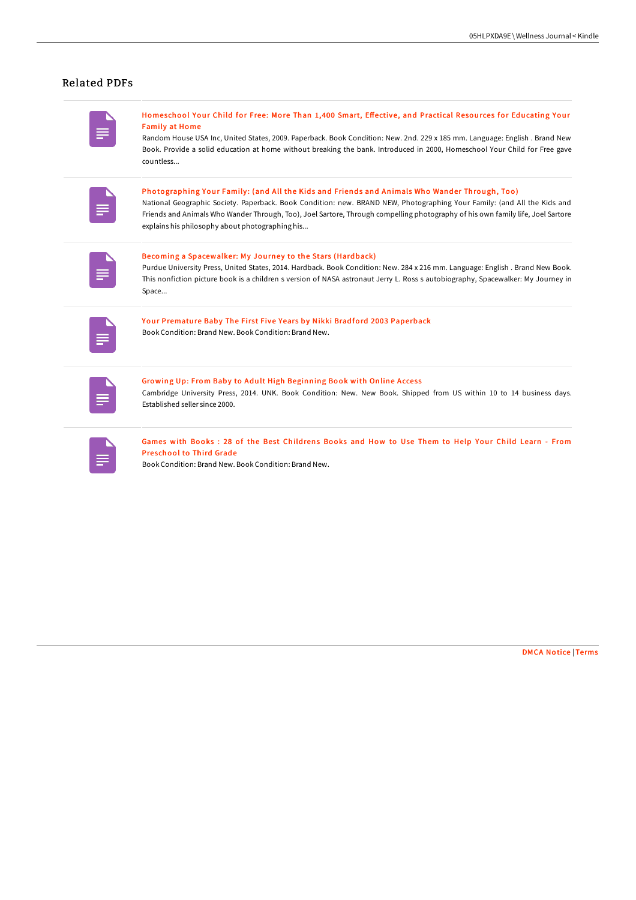## Related PDFs

**Homeschool Your Child for Free: More Than 1,400 Smart, Effective, and Practical Resources for Educating Your Family at Home**

Random House USA Inc, United States, 2009. Paperback. Book Condition: New. 2nd. 229 x 185 mm. Language: English . Brand New Book. Provide a solid education at home without breaking the bank. Introduced in 2000, Homeschool Your Child for Free gave countless...

**Photographing Your Family: (and All the Kids and Friends and Animals Who Wander Through, Too)**

National Geographic Society. Paperback. Book Condition: new. BRAND NEW, Photographing Your Family: (and All the Kids and Friends and Animals Who Wander Through, Too), Joel Sartore, Through compelling photography of his own family life, Joel Sartore explains his philosophy about photographing his...

**Becoming a Spacewalker: My Journey to the Stars (Hardback)**

Purdue University Press, United States, 2014. Hardback. Book Condition: New. 284 x 216 mm. Language: English . Brand New Book. This nonfiction picture book is a children s version of NASA astronaut Jerry L. Ross s autobiography, Spacewalker: My Journey in Space...

**Your Premature Baby The First Five Years by Nikki Bradford 2003 Paperback**

Book Condition: Brand New. Book Condition: Brand New.

**Growing Up: From Baby to Adult High Beginning Book with Online Access**

Cambridge University Press, 2014. UNK. Book Condition: New. New Book. Shipped from US within 10 to 14 business days. Established seller since 2000.

**Games with Books : 28 of the Best Childrens Books and How to Use Them to Help Your Child Learn - From Preschool to Third Grade**

Book Condition: Brand New. Book Condition: Brand New.